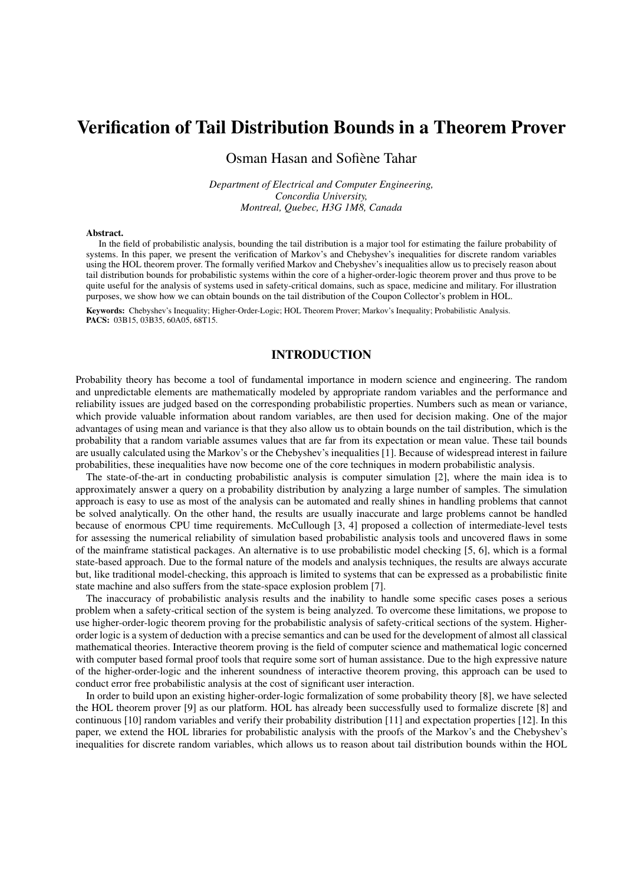# Verification of Tail Distribution Bounds in a Theorem Prover

Osman Hasan and Sofiène Tahar

*Department of Electrical and Computer Engineering,*
*Concordia University,*
*Montreal, Quebec, H3G 1M8, Canada*

**Abstract.**

In the field of probabilistic analysis, bounding the tail distribution is a major tool for estimating the failure probability of systems. In this paper, we present the verification of Markov's and Chebyshev's inequalities for discrete random variables using the HOL theorem prover. The formally verified Markov and Chebyshev's inequalities allow us to precisely reason about tail distribution bounds for probabilistic systems within the core of a higher-order-logic theorem prover and thus prove to be quite useful for the analysis of systems used in safety-critical domains, such as space, medicine and military. For illustration purposes, we show how we can obtain bounds on the tail distribution of the Coupon Collector's problem in HOL.

**Keywords:** Chebyshev's Inequality; Higher-Order-Logic; HOL Theorem Prover; Markov's Inequality; Probabilistic Analysis.
**PACS:** 03B15, 03B35, 60A05, 68T15.

## INTRODUCTION

Probability theory has become a tool of fundamental importance in modern science and engineering. The random and unpredictable elements are mathematically modeled by appropriate random variables and the performance and reliability issues are judged based on the corresponding probabilistic properties. Numbers such as mean or variance, which provide valuable information about random variables, are then used for decision making. One of the major advantages of using mean and variance is that they also allow us to obtain bounds on the tail distribution, which is the probability that a random variable assumes values that are far from its expectation or mean value. These tail bounds are usually calculated using the Markov's or the Chebyshev's inequalities [1]. Because of widespread interest in failure probabilities, these inequalities have now become one of the core techniques in modern probabilistic analysis.

The state-of-the-art in conducting probabilistic analysis is computer simulation [2], where the main idea is to approximately answer a query on a probability distribution by analyzing a large number of samples. The simulation approach is easy to use as most of the analysis can be automated and really shines in handling problems that cannot be solved analytically. On the other hand, the results are usually inaccurate and large problems cannot be handled because of enormous CPU time requirements. McCullough [3, 4] proposed a collection of intermediate-level tests for assessing the numerical reliability of simulation based probabilistic analysis tools and uncovered flaws in some of the mainframe statistical packages. An alternative is to use probabilistic model checking [5, 6], which is a formal state-based approach. Due to the formal nature of the models and analysis techniques, the results are always accurate but, like traditional model-checking, this approach is limited to systems that can be expressed as a probabilistic finite state machine and also suffers from the state-space explosion problem [7].

The inaccuracy of probabilistic analysis results and the inability to handle some specific cases poses a serious problem when a safety-critical section of the system is being analyzed. To overcome these limitations, we propose to use higher-order-logic theorem proving for the probabilistic analysis of safety-critical sections of the system. Higher-order logic is a system of deduction with a precise semantics and can be used for the development of almost all classical mathematical theories. Interactive theorem proving is the field of computer science and mathematical logic concerned with computer based formal proof tools that require some sort of human assistance. Due to the high expressive nature of the higher-order-logic and the inherent soundness of interactive theorem proving, this approach can be used to conduct error free probabilistic analysis at the cost of significant user interaction.

In order to build upon an existing higher-order-logic formalization of some probability theory [8], we have selected the HOL theorem prover [9] as our platform. HOL has already been successfully used to formalize discrete [8] and continuous [10] random variables and verify their probability distribution [11] and expectation properties [12]. In this paper, we extend the HOL libraries for probabilistic analysis with the proofs of the Markov's and the Chebyshev's inequalities for discrete random variables, which allows us to reason about tail distribution bounds within the HOL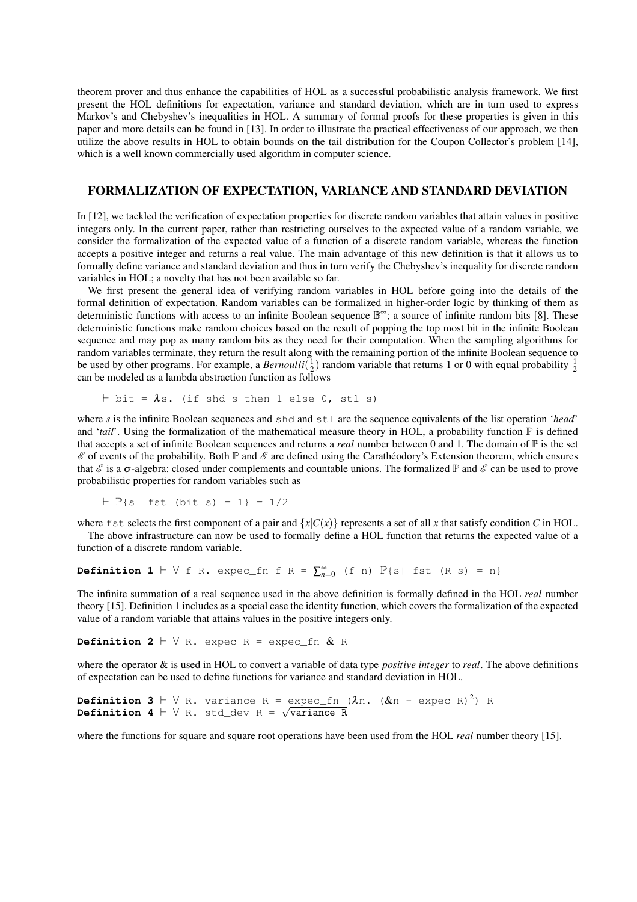theorem prover and thus enhance the capabilities of HOL as a successful probabilistic analysis framework. We first present the HOL definitions for expectation, variance and standard deviation, which are in turn used to express Markov's and Chebyshev's inequalities in HOL. A summary of formal proofs for these properties is given in this paper and more details can be found in [13]. In order to illustrate the practical effectiveness of our approach, we then utilize the above results in HOL to obtain bounds on the tail distribution for the Coupon Collector's problem [14], which is a well known commercially used algorithm in computer science.

## FORMALIZATION OF EXPECTATION, VARIANCE AND STANDARD DEVIATION

In [12], we tackled the verification of expectation properties for discrete random variables that attain values in positive integers only. In the current paper, rather than restricting ourselves to the expected value of a random variable, we consider the formalization of the expected value of a function of a discrete random variable, whereas the function accepts a positive integer and returns a real value. The main advantage of this new definition is that it allows us to formally define variance and standard deviation and thus in turn verify the Chebyshev's inequality for discrete random variables in HOL; a novelty that has not been available so far.

We first present the general idea of verifying random variables in HOL before going into the details of the formal definition of expectation. Random variables can be formalized in higher-order logic by thinking of them as deterministic functions with access to an infinite Boolean sequence $\mathbb{B}^{\infty}$; a source of infinite random bits [8]. These deterministic functions make random choices based on the result of popping the top most bit in the infinite Boolean sequence and may pop as many random bits as they need for their computation. When the sampling algorithms for random variables terminate, they return the result along with the remaining portion of the infinite Boolean sequence to be used by other programs. For example, a *Bernoulli*($\frac{1}{2}$) random variable that returns 1 or 0 with equal probability $\frac{1}{2}$ can be modeled as a lambda abstraction function as follows

```
⊢ bit = λs. (if shd s then 1 else 0, stl s)
```

where *s* is the infinite Boolean sequences and `shd` and `stl` are the sequence equivalents of the list operation '*head*' and '*tail*'. Using the formalization of the mathematical measure theory in HOL, a probability function $\mathbb{P}$ is defined that accepts a set of infinite Boolean sequences and returns a *real* number between 0 and 1. The domain of $\mathbb{P}$ is the set $\mathscr{E}$ of events of the probability. Both $\mathbb{P}$ and $\mathscr{E}$ are defined using the Carathéodory's Extension theorem, which ensures that $\mathscr{E}$ is a $\sigma$-algebra: closed under complements and countable unions. The formalized $\mathbb{P}$ and $\mathscr{E}$ can be used to prove probabilistic properties for random variables such as

```
⊢ ℙ{s| fst (bit s) = 1} = 1/2
```

where `fst` selects the first component of a pair and $\{x|C(x)\}$ represents a set of all *x* that satisfy condition *C* in HOL.

The above infrastructure can now be used to formally define a HOL function that returns the expected value of a function of a discrete random variable.

**Definition 1** $\vdash \forall$ f R. expec_fn f R = $\sum_{n=0}^{\infty}$ (f n) $\mathbb{P}$\{s| fst (R s) = n\}

The infinite summation of a real sequence used in the above definition is formally defined in the HOL *real* number theory [15]. Definition 1 includes as a special case the identity function, which covers the formalization of the expected value of a random variable that attains values in the positive integers only.

**Definition 2** $\vdash \forall$ R. expec R = expec_fn & R

where the operator & is used in HOL to convert a variable of data type *positive integer* to *real*. The above definitions of expectation can be used to define functions for variance and standard deviation in HOL.

**Definition 3** $\vdash \forall$ R. variance R = expec_fn ($\lambda$n. (&n - expec R)$^2$) R
**Definition 4** $\vdash \forall$ R. std_dev R = $\sqrt{\text{variance R}}$

where the functions for square and square root operations have been used from the HOL *real* number theory [15].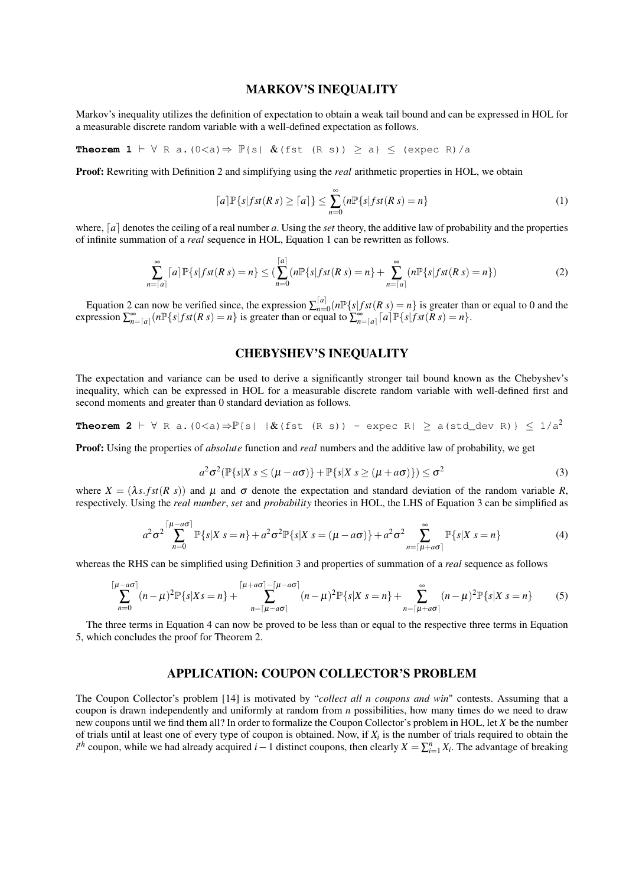## MARKOV'S INEQUALITY

Markov's inequality utilizes the definition of expectation to obtain a weak tail bound and can be expressed in HOL for a measurable discrete random variable with a well-defined expectation as follows.

```
Theorem 1 ⊢ ∀ R a.(0<a)⇒ ℙ{s| &(fst (R s)) ≥ a} ≤ (expec R)/a
```

**Proof:** Rewriting with Definition 2 and simplifying using the *real* arithmetic properties in HOL, we obtain

$$\lceil a \rceil \mathbb{P}\{s | fst(R\ s) \geq \lceil a \rceil\} \leq \sum_{n=0}^{\infty} (n\mathbb{P}\{s | fst(R\ s) = n\} \tag{1}$$

where, $\lceil a \rceil$ denotes the ceiling of a real number $a$. Using the *set* theory, the additive law of probability and the properties of infinite summation of a *real* sequence in HOL, Equation 1 can be rewritten as follows.

$$\sum_{n=\lceil a \rceil}^{\infty} \lceil a \rceil \mathbb{P}\{s | fst(R\ s) = n\} \leq (\sum_{n=0}^{\lceil a \rceil} (n\mathbb{P}\{s | fst(R\ s) = n\} + \sum_{n=\lceil a \rceil}^{\infty} (n\mathbb{P}\{s | fst(R\ s) = n\}) \tag{2}$$

Equation 2 can now be verified since, the expression $\sum_{n=0}^{\lceil a \rceil} (n\mathbb{P}\{s | fst(R\ s) = n\}$ is greater than or equal to 0 and the expression $\sum_{n=\lceil a \rceil}^{\infty} (n\mathbb{P}\{s | fst(R\ s) = n\}$ is greater than or equal to $\sum_{n=\lceil a \rceil}^{\infty} \lceil a \rceil \mathbb{P}\{s | fst(R\ s) = n\}$.

## CHEBYSHEV'S INEQUALITY

The expectation and variance can be used to derive a significantly stronger tail bound known as the Chebyshev's inequality, which can be expressed in HOL for a measurable discrete random variable with well-defined first and second moments and greater than 0 standard deviation as follows.

```
Theorem 2 ⊢ ∀ R a.(0<a)⇒ℙ{s| |&(fst (R s)) - expec R| ≥ a(std_dev R)} ≤ 1/a²
```

**Proof:** Using the properties of *absolute* function and *real* numbers and the additive law of probability, we get

$$a^2\sigma^2(\mathbb{P}\{s | X\ s \leq (\mu - a\sigma)\} + \mathbb{P}\{s | X\ s \geq (\mu + a\sigma)\}) \leq \sigma^2 \tag{3}$$

where $X = (\lambda s. fst(R\ s))$ and $\mu$ and $\sigma$ denote the expectation and standard deviation of the random variable $R$, respectively. Using the *real number*, *set* and *probability* theories in HOL, the LHS of Equation 3 can be simplified as

$$a^2\sigma^2 \sum_{n=0}^{\lceil \mu - a\sigma \rceil} \mathbb{P}\{s | X\ s = n\} + a^2\sigma^2 \mathbb{P}\{s | X\ s = (\mu - a\sigma)\} + a^2\sigma^2 \sum_{n=\lceil \mu + a\sigma \rceil}^{\infty} \mathbb{P}\{s | X\ s = n\} \tag{4}$$

whereas the RHS can be simplified using Definition 3 and properties of summation of a *real* sequence as follows

$$\sum_{n=0}^{\lceil \mu - a\sigma \rceil} (n-\mu)^2 \mathbb{P}\{s | Xs = n\} + \sum_{n=\lceil \mu - a\sigma \rceil}^{\lceil \mu + a\sigma \rceil - \lceil \mu - a\sigma \rceil} (n-\mu)^2 \mathbb{P}\{s | X\ s = n\} + \sum_{n=\lceil \mu + a\sigma \rceil}^{\infty} (n-\mu)^2 \mathbb{P}\{s | X\ s = n\} \tag{5}$$

The three terms in Equation 4 can now be proved to be less than or equal to the respective three terms in Equation 5, which concludes the proof for Theorem 2.

## APPLICATION: COUPON COLLECTOR'S PROBLEM

The Coupon Collector's problem [14] is motivated by "*collect all n coupons and win*" contests. Assuming that a coupon is drawn independently and uniformly at random from $n$ possibilities, how many times do we need to draw new coupons until we find them all? In order to formalize the Coupon Collector's problem in HOL, let $X$ be the number of trials until at least one of every type of coupon is obtained. Now, if $X_i$ is the number of trials required to obtain the $i^{th}$ coupon, while we had already acquired $i-1$ distinct coupons, then clearly $X = \sum_{i=1}^{n} X_i$. The advantage of breaking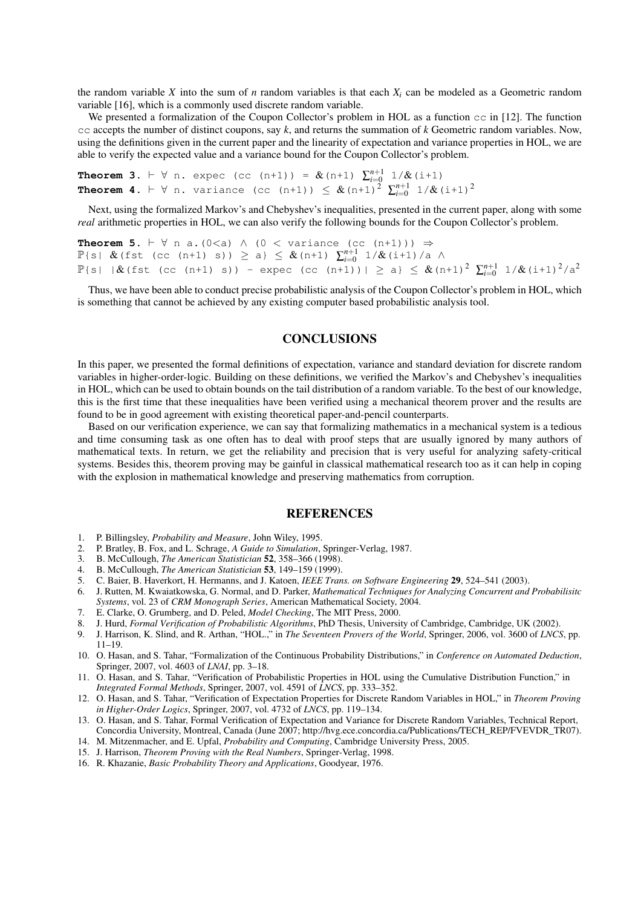the random variable $X$ into the sum of $n$ random variables is that each $X_i$ can be modeled as a Geometric random variable [16], which is a commonly used discrete random variable.

We presented a formalization of the Coupon Collector's problem in HOL as a function `cc` in [12]. The function `cc` accepts the number of distinct coupons, say $k$, and returns the summation of $k$ Geometric random variables. Now, using the definitions given in the current paper and the linearity of expectation and variance properties in HOL, we are able to verify the expected value and a variance bound for the Coupon Collector's problem.

**Theorem 3.** $\vdash \forall$ n. expec (cc (n+1)) = &(n+1) $\sum_{i=0}^{n+1}$ 1/&(i+1)
**Theorem 4.** $\vdash \forall$ n. variance (cc (n+1)) $\leq$ &(n+1)$^2$ $\sum_{i=0}^{n+1}$ 1/&(i+1)$^2$

Next, using the formalized Markov's and Chebyshev's inequalities, presented in the current paper, along with some *real* arithmetic properties in HOL, we can also verify the following bounds for the Coupon Collector's problem.

**Theorem 5.** $\vdash \forall$ n a.(0<a) $\wedge$ (0 < variance (cc (n+1))) $\Rightarrow$
$\mathbb{P}${s| &(fst (cc (n+1) s)) $\geq$ a} $\leq$ &(n+1) $\sum_{i=0}^{n+1}$ 1/&(i+1)/a $\wedge$
$\mathbb{P}${s| |&(fst (cc (n+1) s)) - expec (cc (n+1))| $\geq$ a} $\leq$ &(n+1)$^2$ $\sum_{i=0}^{n+1}$ 1/&(i+1)$^2$/a$^2$

Thus, we have been able to conduct precise probabilistic analysis of the Coupon Collector's problem in HOL, which is something that cannot be achieved by any existing computer based probabilistic analysis tool.

## CONCLUSIONS

In this paper, we presented the formal definitions of expectation, variance and standard deviation for discrete random variables in higher-order-logic. Building on these definitions, we verified the Markov's and Chebyshev's inequalities in HOL, which can be used to obtain bounds on the tail distribution of a random variable. To the best of our knowledge, this is the first time that these inequalities have been verified using a mechanical theorem prover and the results are found to be in good agreement with existing theoretical paper-and-pencil counterparts.

Based on our verification experience, we can say that formalizing mathematics in a mechanical system is a tedious and time consuming task as one often has to deal with proof steps that are usually ignored by many authors of mathematical texts. In return, we get the reliability and precision that is very useful for analyzing safety-critical systems. Besides this, theorem proving may be gainful in classical mathematical research too as it can help in coping with the explosion in mathematical knowledge and preserving mathematics from corruption.

## REFERENCES

1. P. Billingsley, *Probability and Measure*, John Wiley, 1995.
2. P. Bratley, B. Fox, and L. Schrage, *A Guide to Simulation*, Springer-Verlag, 1987.
3. B. McCullough, *The American Statistician* **52**, 358–366 (1998).
4. B. McCullough, *The American Statistician* **53**, 149–159 (1999).
5. C. Baier, B. Haverkort, H. Hermanns, and J. Katoen, *IEEE Trans. on Software Engineering* **29**, 524–541 (2003).
6. J. Rutten, M. Kwaiatkowska, G. Normal, and D. Parker, *Mathematical Techniques for Analyzing Concurrent and Probabilisitc Systems*, vol. 23 of *CRM Monograph Series*, American Mathematical Society, 2004.
7. E. Clarke, O. Grumberg, and D. Peled, *Model Checking*, The MIT Press, 2000.
8. J. Hurd, *Formal Verification of Probabilistic Algorithms*, PhD Thesis, University of Cambridge, Cambridge, UK (2002).
9. J. Harrison, K. Slind, and R. Arthan, "HOL.," in *The Seventeen Provers of the World*, Springer, 2006, vol. 3600 of *LNCS*, pp. 11–19.
10. O. Hasan, and S. Tahar, "Formalization of the Continuous Probability Distributions," in *Conference on Automated Deduction*, Springer, 2007, vol. 4603 of *LNAI*, pp. 3–18.
11. O. Hasan, and S. Tahar, "Verification of Probabilistic Properties in HOL using the Cumulative Distribution Function," in *Integrated Formal Methods*, Springer, 2007, vol. 4591 of *LNCS*, pp. 333–352.
12. O. Hasan, and S. Tahar, "Verification of Expectation Properties for Discrete Random Variables in HOL," in *Theorem Proving in Higher-Order Logics*, Springer, 2007, vol. 4732 of *LNCS*, pp. 119–134.
13. O. Hasan, and S. Tahar, Formal Verification of Expectation and Variance for Discrete Random Variables, Technical Report, Concordia University, Montreal, Canada (June 2007; http://hvg.ece.concordia.ca/Publications/TECH_REP/FVEVDR_TR07).
14. M. Mitzenmacher, and E. Upfal, *Probability and Computing*, Cambridge University Press, 2005.
15. J. Harrison, *Theorem Proving with the Real Numbers*, Springer-Verlag, 1998.
16. R. Khazanie, *Basic Probability Theory and Applications*, Goodyear, 1976.